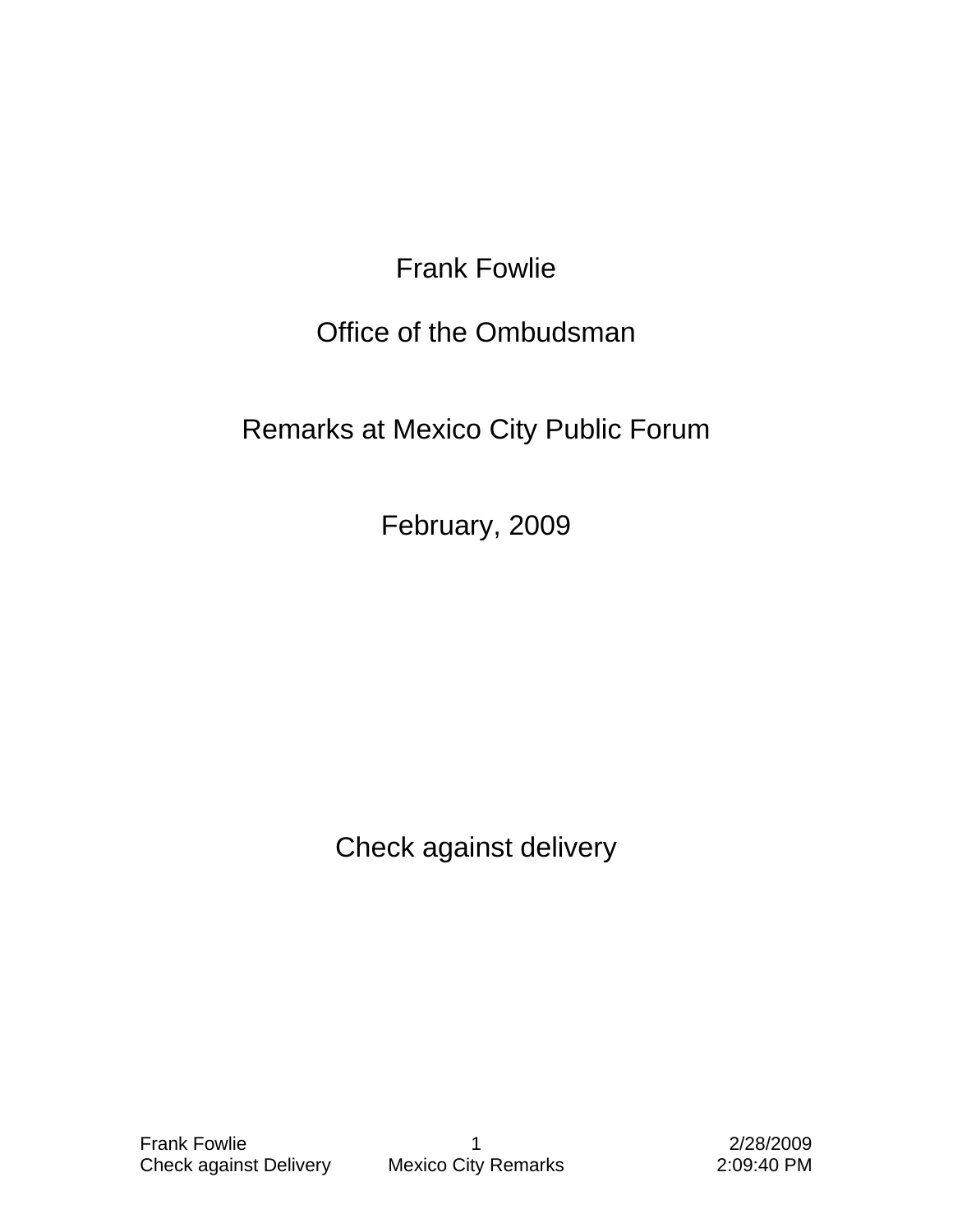Frank Fowlie

Office of the Ombudsman

Remarks at Mexico City Public Forum

February, 2009

Check against delivery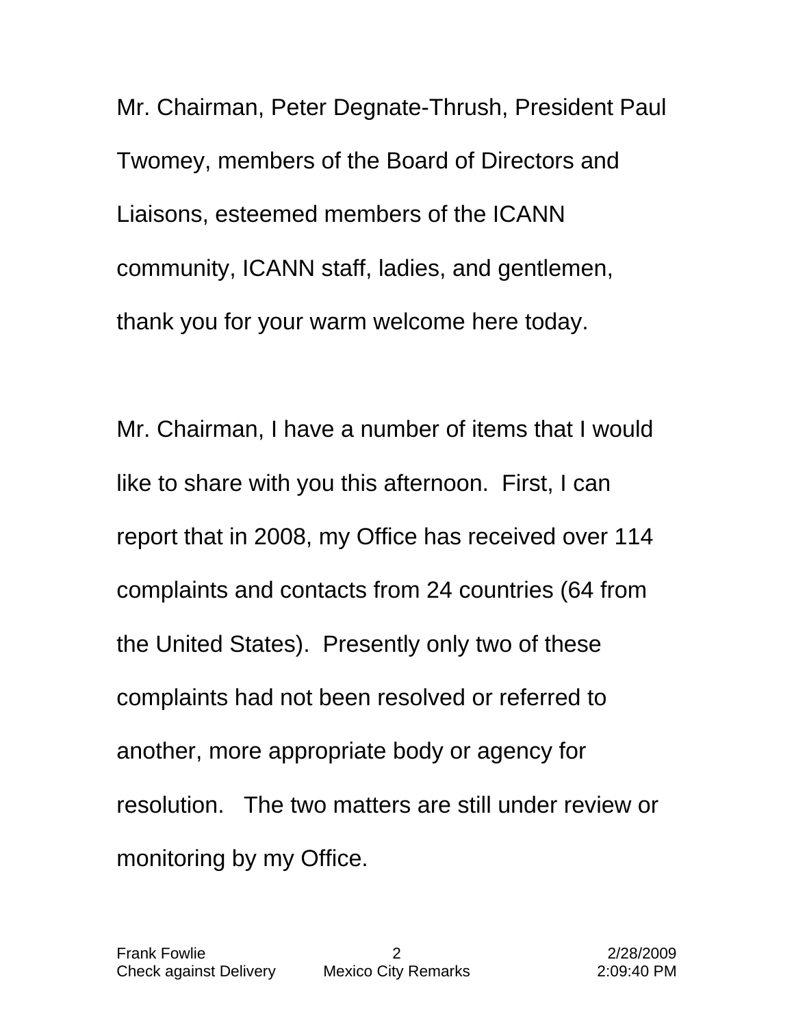Mr. Chairman, Peter Degnate-Thrush, President Paul Twomey, members of the Board of Directors and Liaisons, esteemed members of the ICANN community, ICANN staff, ladies, and gentlemen, thank you for your warm welcome here today.

Mr. Chairman, I have a number of items that I would like to share with you this afternoon. First, I can report that in 2008, my Office has received over 114 complaints and contacts from 24 countries (64 from the United States). Presently only two of these complaints had not been resolved or referred to another, more appropriate body or agency for resolution. The two matters are still under review or monitoring by my Office.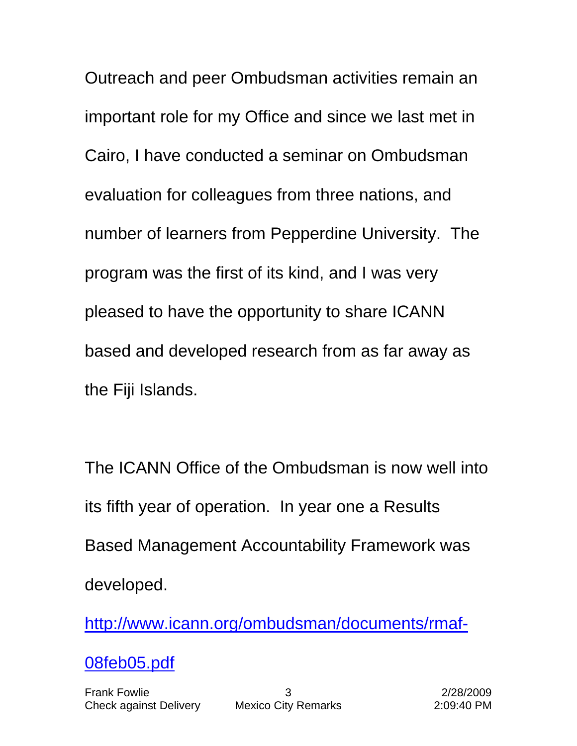Outreach and peer Ombudsman activities remain an important role for my Office and since we last met in Cairo, I have conducted a seminar on Ombudsman evaluation for colleagues from three nations, and number of learners from Pepperdine University. The program was the first of its kind, and I was very pleased to have the opportunity to share ICANN based and developed research from as far away as the Fiji Islands.

The ICANN Office of the Ombudsman is now well into its fifth year of operation. In year one a Results Based Management Accountability Framework was developed.

[http://www.icann.org/ombudsman/documents/rmaf-08feb05.pdf](http://www.icann.org/ombudsman/documents/rmaf-08feb05.pdf)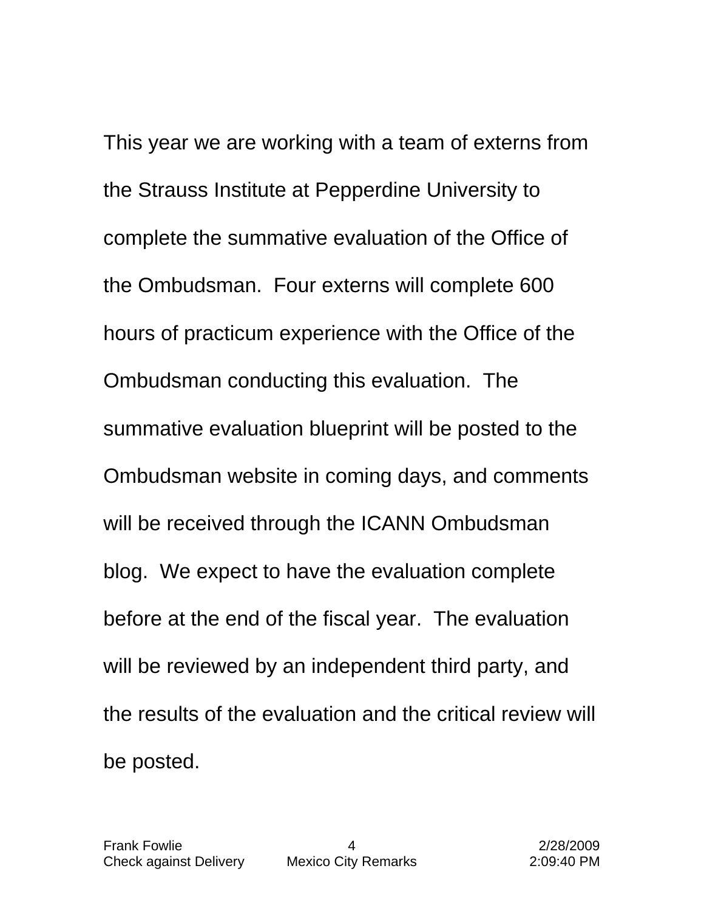This year we are working with a team of externs from the Strauss Institute at Pepperdine University to complete the summative evaluation of the Office of the Ombudsman. Four externs will complete 600 hours of practicum experience with the Office of the Ombudsman conducting this evaluation. The summative evaluation blueprint will be posted to the Ombudsman website in coming days, and comments will be received through the ICANN Ombudsman blog. We expect to have the evaluation complete before at the end of the fiscal year. The evaluation will be reviewed by an independent third party, and the results of the evaluation and the critical review will be posted.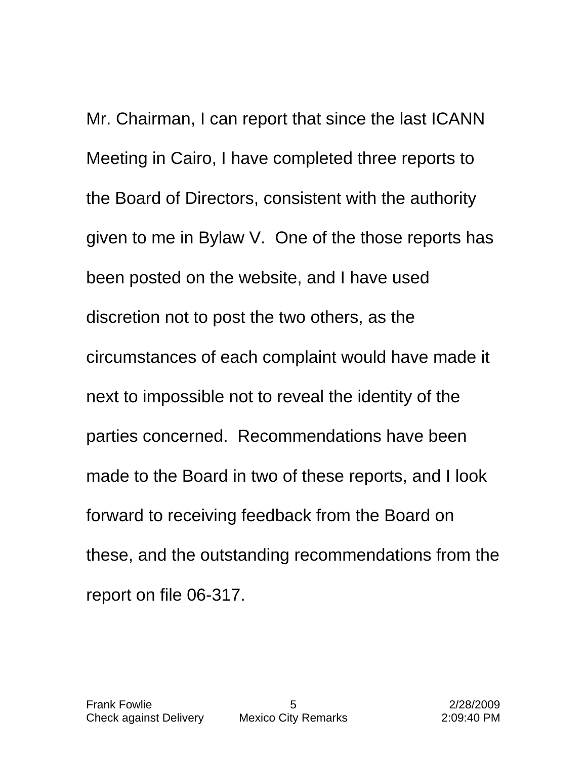Mr. Chairman, I can report that since the last ICANN Meeting in Cairo, I have completed three reports to the Board of Directors, consistent with the authority given to me in Bylaw V. One of the those reports has been posted on the website, and I have used discretion not to post the two others, as the circumstances of each complaint would have made it next to impossible not to reveal the identity of the parties concerned. Recommendations have been made to the Board in two of these reports, and I look forward to receiving feedback from the Board on these, and the outstanding recommendations from the report on file 06-317.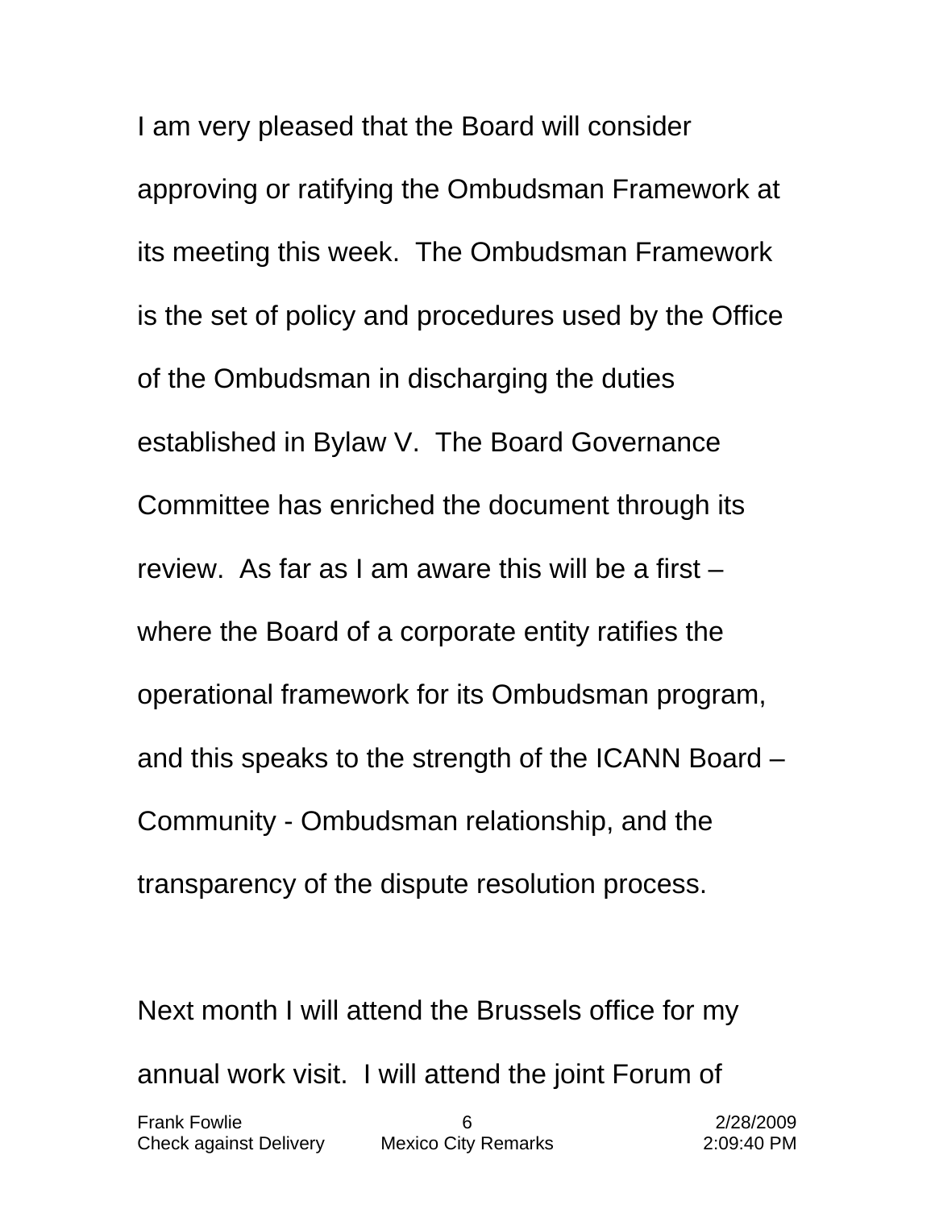I am very pleased that the Board will consider approving or ratifying the Ombudsman Framework at its meeting this week. The Ombudsman Framework is the set of policy and procedures used by the Office of the Ombudsman in discharging the duties established in Bylaw V. The Board Governance Committee has enriched the document through its review. As far as I am aware this will be a first – where the Board of a corporate entity ratifies the operational framework for its Ombudsman program, and this speaks to the strength of the ICANN Board – Community - Ombudsman relationship, and the transparency of the dispute resolution process.

Next month I will attend the Brussels office for my annual work visit. I will attend the joint Forum of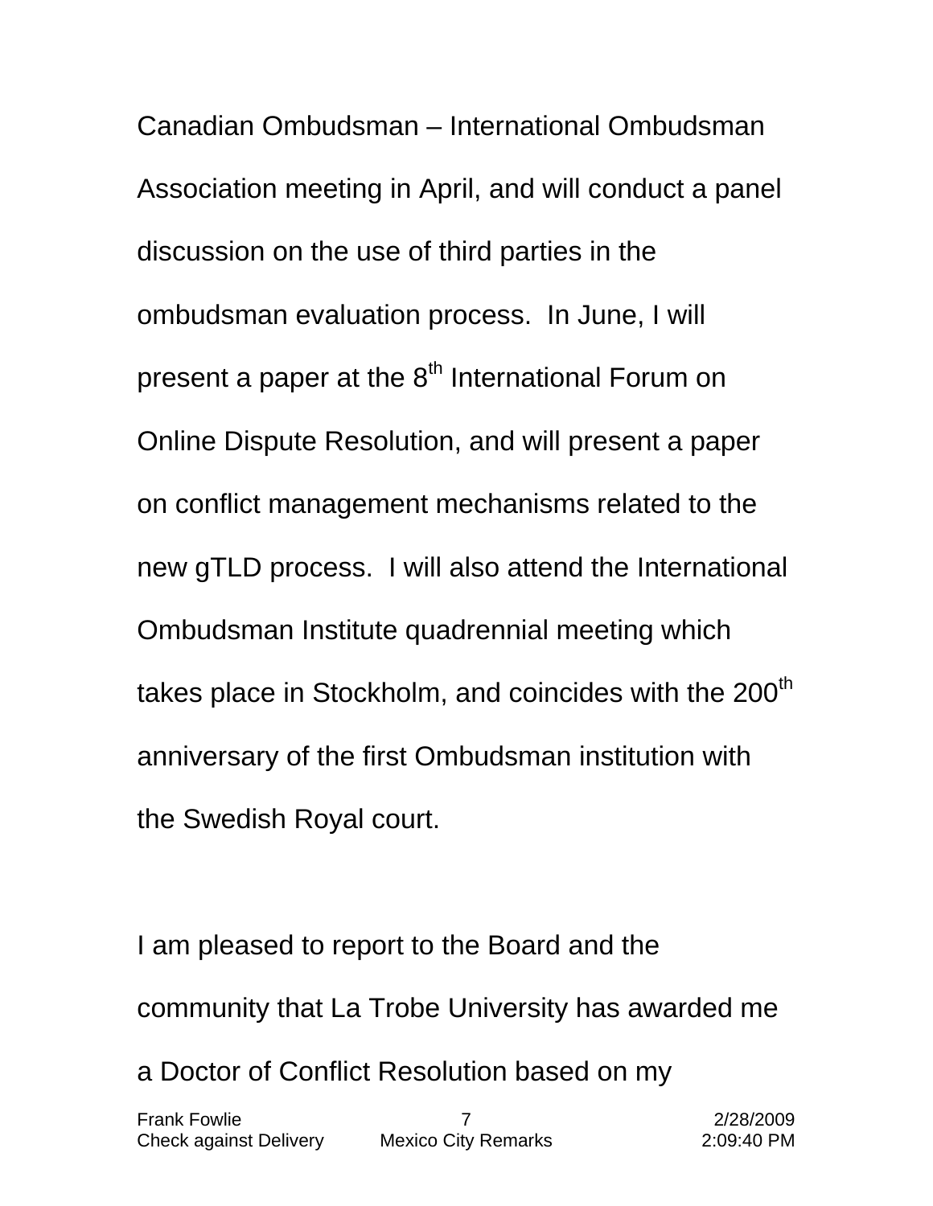Canadian Ombudsman – International Ombudsman Association meeting in April, and will conduct a panel discussion on the use of third parties in the ombudsman evaluation process. In June, I will present a paper at the 8th International Forum on Online Dispute Resolution, and will present a paper on conflict management mechanisms related to the new gTLD process. I will also attend the International Ombudsman Institute quadrennial meeting which takes place in Stockholm, and coincides with the 200th anniversary of the first Ombudsman institution with the Swedish Royal court.

I am pleased to report to the Board and the community that La Trobe University has awarded me a Doctor of Conflict Resolution based on my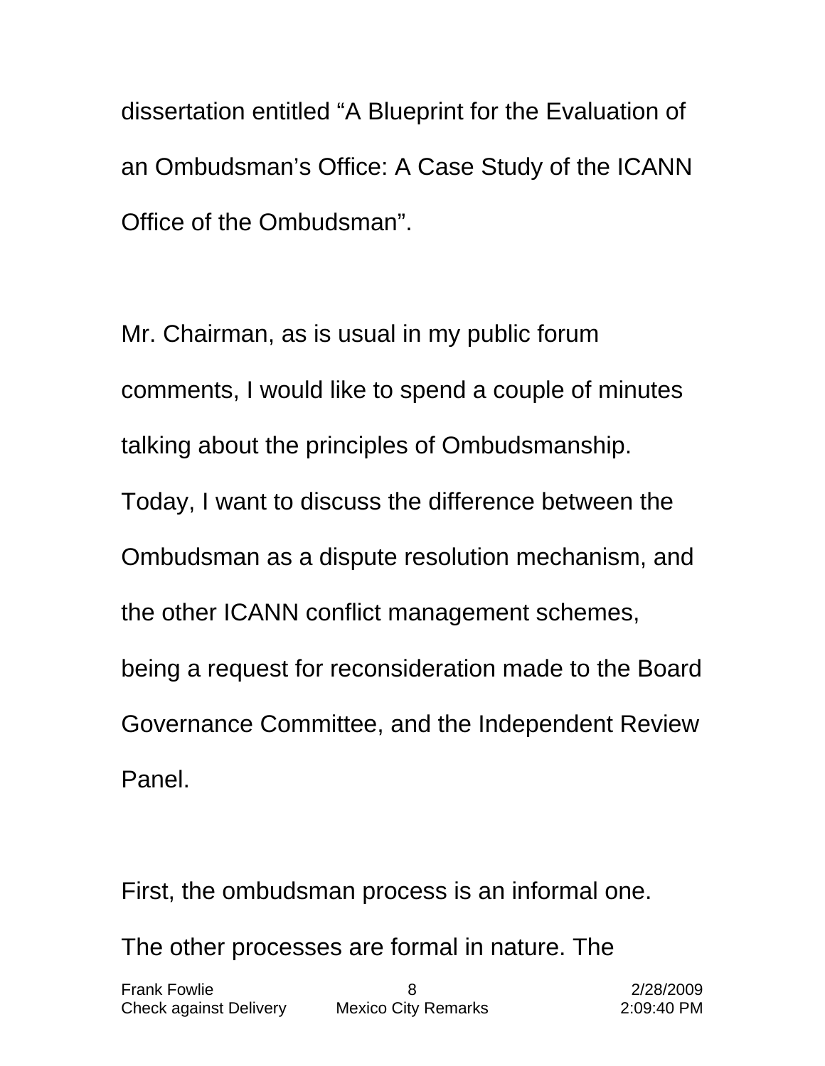dissertation entitled “A Blueprint for the Evaluation of an Ombudsman’s Office: A Case Study of the ICANN Office of the Ombudsman”.

Mr. Chairman, as is usual in my public forum comments, I would like to spend a couple of minutes talking about the principles of Ombudsmanship. Today, I want to discuss the difference between the Ombudsman as a dispute resolution mechanism, and the other ICANN conflict management schemes, being a request for reconsideration made to the Board Governance Committee, and the Independent Review Panel.

First, the ombudsman process is an informal one. The other processes are formal in nature. The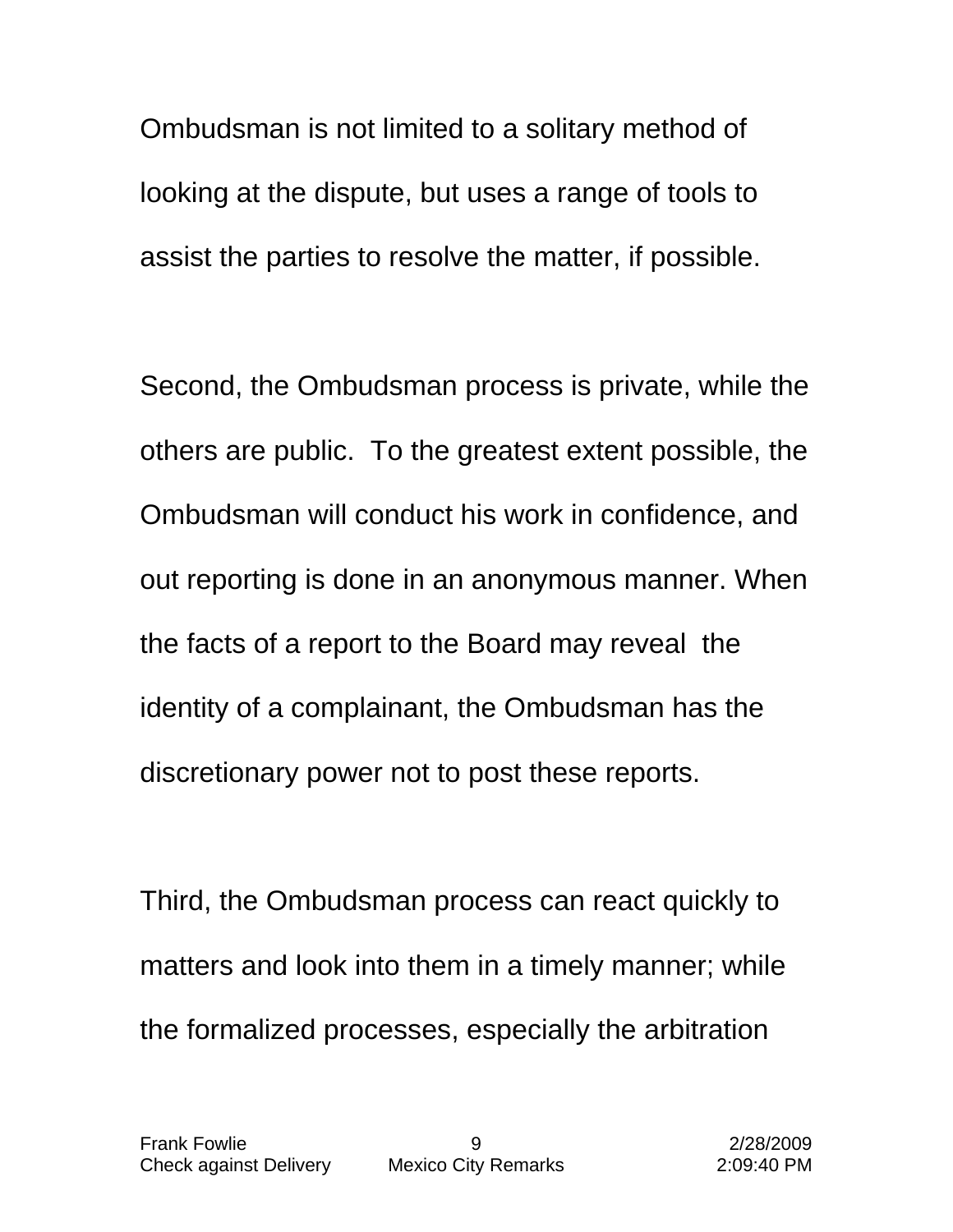Ombudsman is not limited to a solitary method of looking at the dispute, but uses a range of tools to assist the parties to resolve the matter, if possible.

Second, the Ombudsman process is private, while the others are public. To the greatest extent possible, the Ombudsman will conduct his work in confidence, and out reporting is done in an anonymous manner. When the facts of a report to the Board may reveal the identity of a complainant, the Ombudsman has the discretionary power not to post these reports.

Third, the Ombudsman process can react quickly to matters and look into them in a timely manner; while the formalized processes, especially the arbitration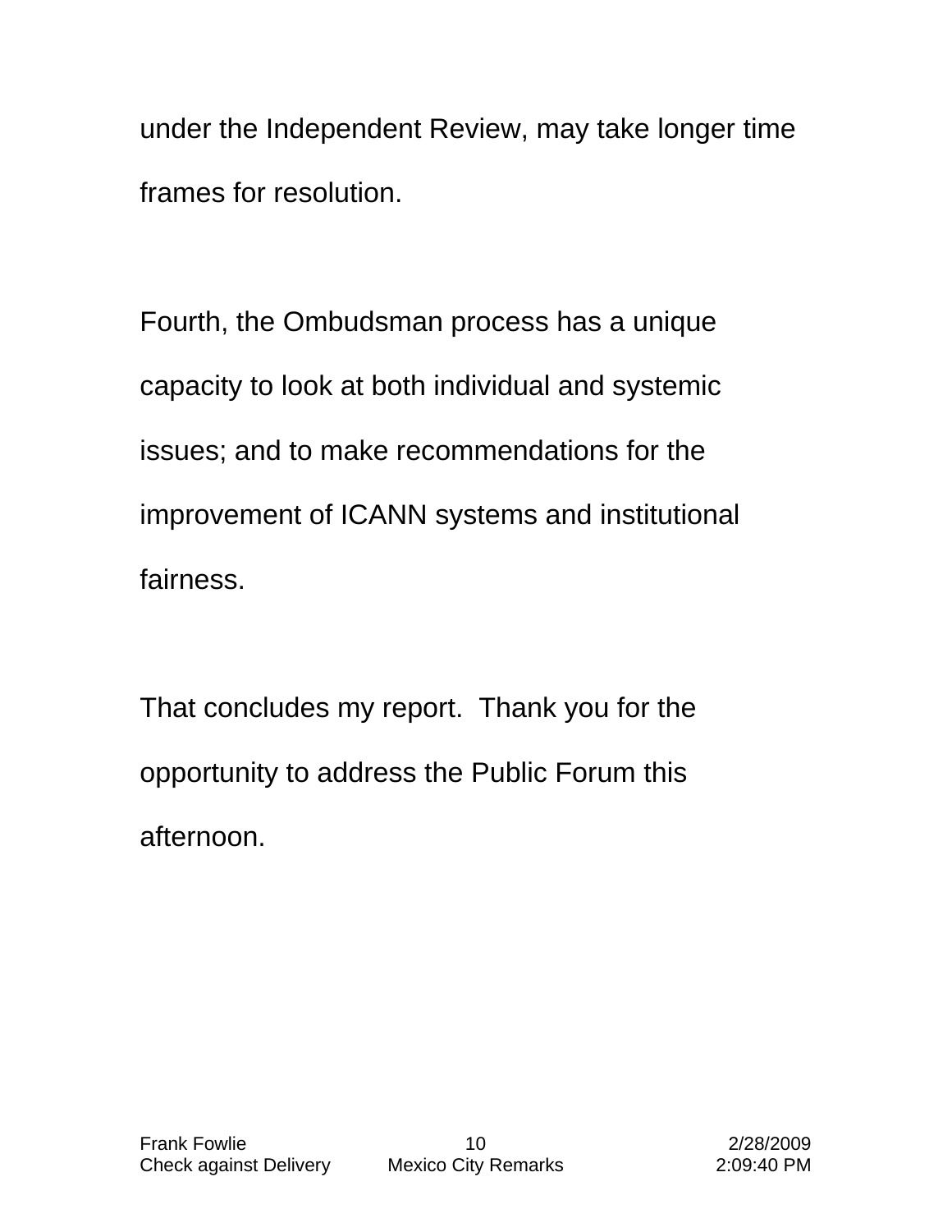under the Independent Review, may take longer time frames for resolution.

Fourth, the Ombudsman process has a unique capacity to look at both individual and systemic issues; and to make recommendations for the improvement of ICANN systems and institutional fairness.

That concludes my report. Thank you for the opportunity to address the Public Forum this afternoon.